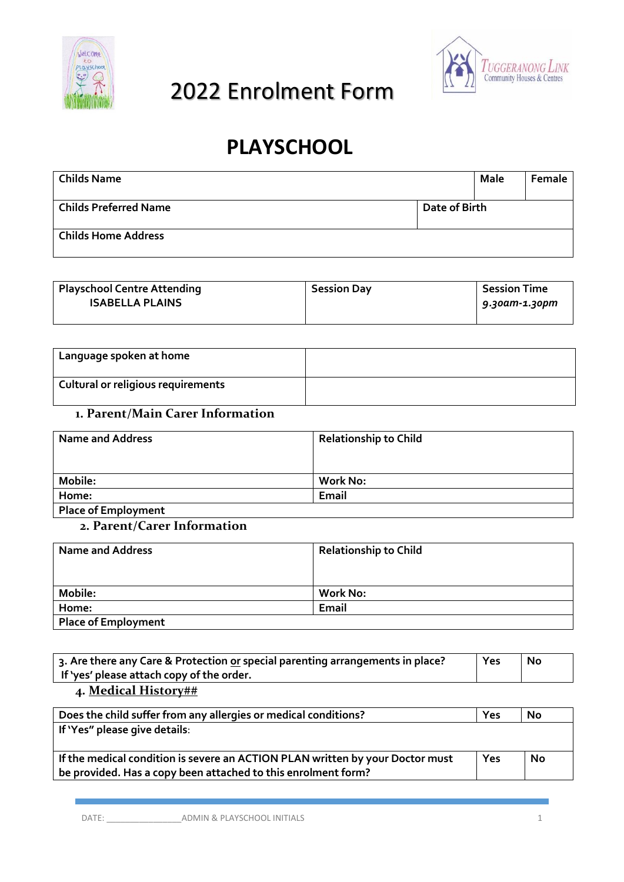# 2022 Enrolment Form

## PLAYSCHOOL

| Childs Name | | Male | Female |
|---|---|---|---|
| Childs Preferred Name | Date of Birth | | |
| Childs Home Address | | | |

| Playschool Centre Attending<br>ISABELLA PLAINS | Session Day | Session Time<br>*9.30am-1.30pm* |
|---|---|---|

| Language spoken at home | |
|---|---|
| Cultural or religious requirements | |

### 1. Parent/Main Carer Information

| Name and Address | Relationship to Child |
|---|---|
| Mobile: | Work No: |
| Home: | Email |
| Place of Employment | |

### 2. Parent/Carer Information

| Name and Address | Relationship to Child |
|---|---|
| Mobile: | Work No: |
| Home: | Email |
| Place of Employment | |

| 3. Are there any Care & Protection or special parenting arrangements in place?<br>If 'yes' please attach copy of the order. | Yes | No |
|---|---|---|

### 4. Medical History##

| Does the child suffer from any allergies or medical conditions? | Yes | No |
|---|---|---|
| If 'Yes" please give details: | | |
| If the medical condition is severe an ACTION PLAN written by your Doctor must be provided. Has a copy been attached to this enrolment form? | Yes | No |

DATE: ________________ADMIN & PLAYSCHOOL INITIALS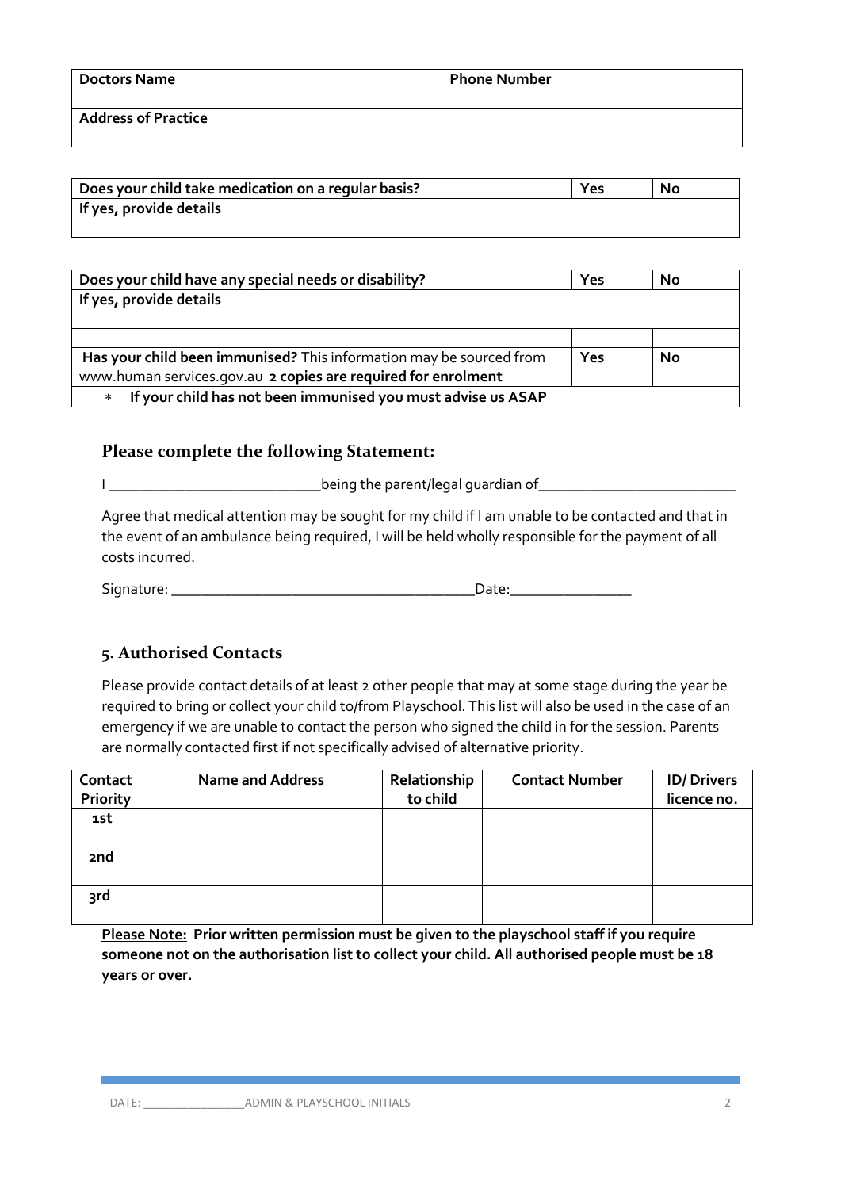| Doctors Name | Phone Number |
| --- | --- |
| Address of Practice | |

| Does your child take medication on a regular basis? | Yes | No |
| --- | --- | --- |
| If yes, provide details | | |

| Does your child have any special needs or disability? | Yes | No |
| --- | --- | --- |
| If yes, provide details | | |
| | | |
| **Has your child been immunised?** This information may be sourced from www.human services.gov.au **2 copies are required for enrolment** | **Yes** | **No** |
| * **If your child has not been immunised you must advise us ASAP** | | |

### Please complete the following Statement:

I ____________________________being the parent/legal guardian of___________________________

Agree that medical attention may be sought for my child if I am unable to be contacted and that in the event of an ambulance being required, I will be held wholly responsible for the payment of all costs incurred.

Signature: ________________________________________Date:________________

### 5. Authorised Contacts

Please provide contact details of at least 2 other people that may at some stage during the year be required to bring or collect your child to/from Playschool. This list will also be used in the case of an emergency if we are unable to contact the person who signed the child in for the session. Parents are normally contacted first if not specifically advised of alternative priority.

| Contact Priority | Name and Address | Relationship to child | Contact Number | ID/ Drivers licence no. |
| --- | --- | --- | --- | --- |
| 1st | | | | |
| 2nd | | | | |
| 3rd | | | | |

**Please Note: Prior written permission must be given to the playschool staff if you require someone not on the authorisation list to collect your child. All authorised people must be 18 years or over.**

DATE: ________________ADMIN & PLAYSCHOOL INITIALS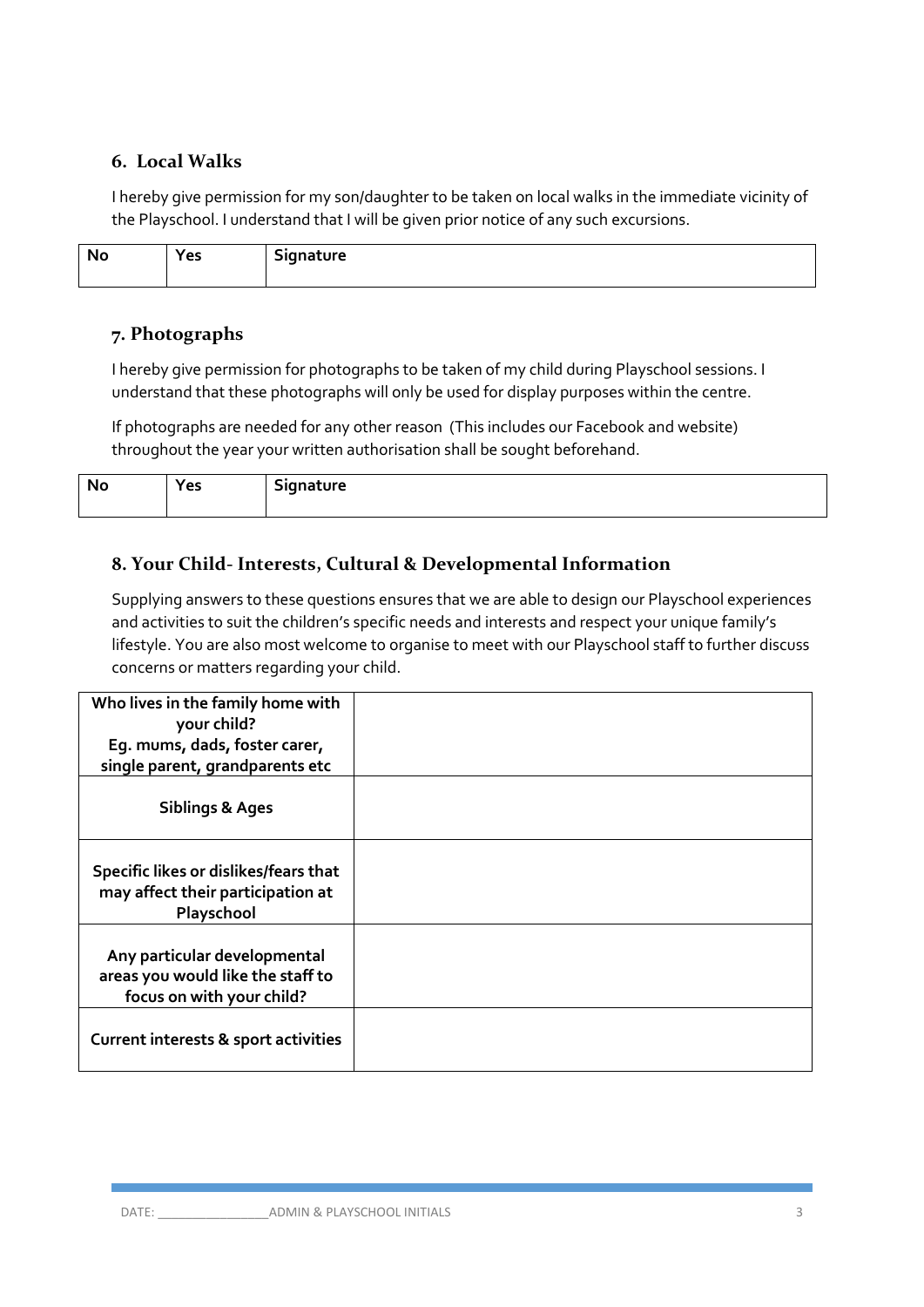## 6. Local Walks

I hereby give permission for my son/daughter to be taken on local walks in the immediate vicinity of the Playschool. I understand that I will be given prior notice of any such excursions.

| No | Yes | Signature |
|---|---|---|

## 7. Photographs

I hereby give permission for photographs to be taken of my child during Playschool sessions. I understand that these photographs will only be used for display purposes within the centre.

If photographs are needed for any other reason (This includes our Facebook and website) throughout the year your written authorisation shall be sought beforehand.

| No | Yes | Signature |
|---|---|---|

## 8. Your Child- Interests, Cultural & Developmental Information

Supplying answers to these questions ensures that we are able to design our Playschool experiences and activities to suit the children's specific needs and interests and respect your unique family's lifestyle. You are also most welcome to organise to meet with our Playschool staff to further discuss concerns or matters regarding your child.

| | |
|---|---|
| **Who lives in the family home with your child? Eg. mums, dads, foster carer, single parent, grandparents etc** | |
| **Siblings & Ages** | |
| **Specific likes or dislikes/fears that may affect their participation at Playschool** | |
| **Any particular developmental areas you would like the staff to focus on with your child?** | |
| **Current interests & sport activities** | |

DATE: ________________ ADMIN & PLAYSCHOOL INITIALS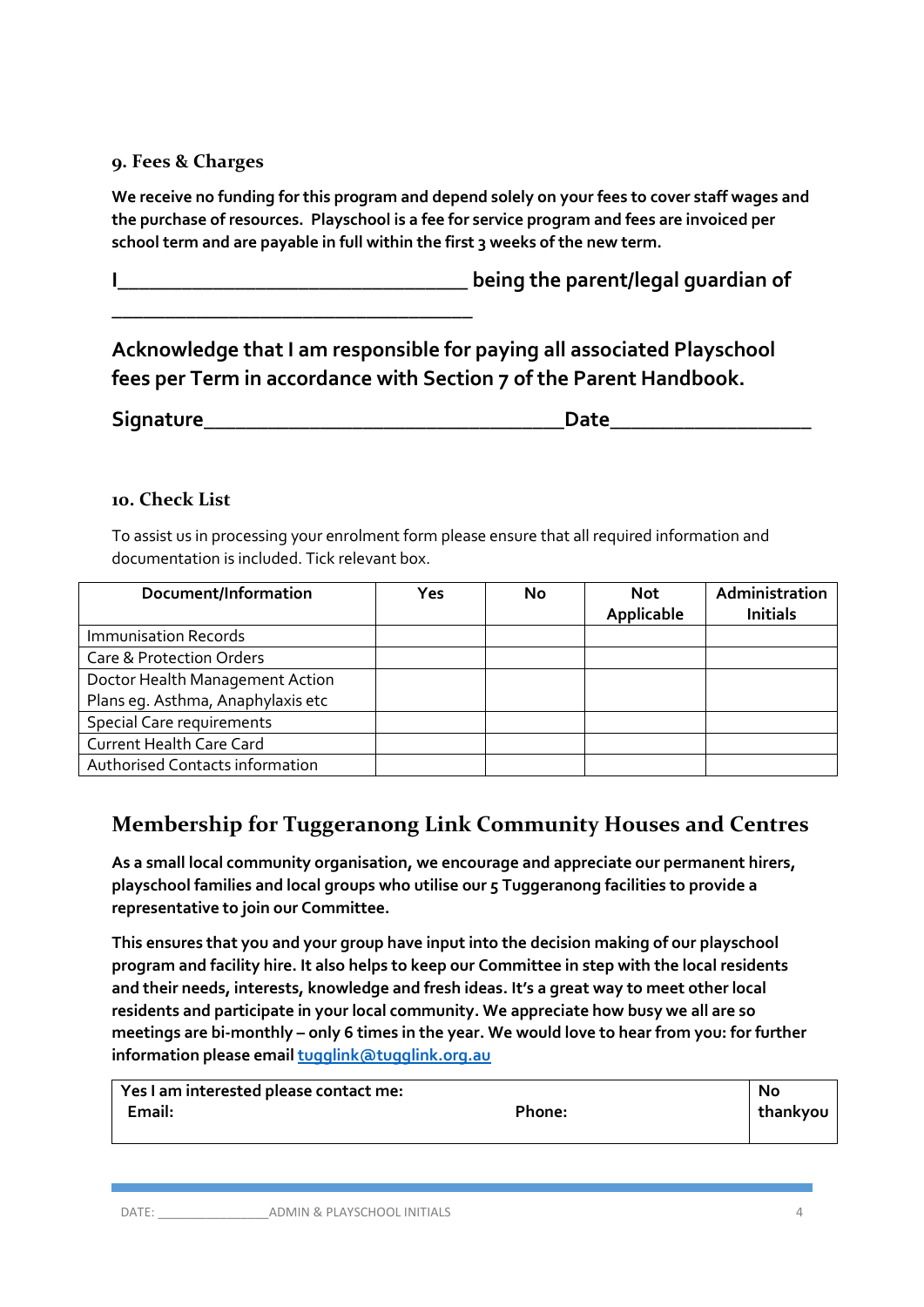### 9. Fees & Charges

**We receive no funding for this program and depend solely on your fees to cover staff wages and the purchase of resources. Playschool is a fee for service program and fees are invoiced per school term and are payable in full within the first 3 weeks of the new term.**

**I\_\_\_\_\_\_\_\_\_\_\_\_\_\_\_\_\_\_\_\_\_\_\_\_\_\_\_\_\_\_\_\_\_\_ being the parent/legal guardian of \_\_\_\_\_\_\_\_\_\_\_\_\_\_\_\_\_\_\_\_\_\_\_\_\_\_\_\_\_\_\_\_\_\_\_\_\_\_**

**Acknowledge that I am responsible for paying all associated Playschool fees per Term in accordance with Section 7 of the Parent Handbook.**

**Signature\_\_\_\_\_\_\_\_\_\_\_\_\_\_\_\_\_\_\_\_\_\_\_\_\_\_\_\_\_\_\_\_\_\_\_Date\_\_\_\_\_\_\_\_\_\_\_\_\_\_\_\_\_\_\_**

### 10. Check List

To assist us in processing your enrolment form please ensure that all required information and documentation is included. Tick relevant box.

| Document/Information | Yes | No | Not Applicable | Administration Initials |
|---|---|---|---|---|
| Immunisation Records | | | | |
| Care & Protection Orders | | | | |
| Doctor Health Management Action Plans eg. Asthma, Anaphylaxis etc | | | | |
| Special Care requirements | | | | |
| Current Health Care Card | | | | |
| Authorised Contacts information | | | | |

## Membership for Tuggeranong Link Community Houses and Centres

**As a small local community organisation, we encourage and appreciate our permanent hirers, playschool families and local groups who utilise our 5 Tuggeranong facilities to provide a representative to join our Committee.**

**This ensures that you and your group have input into the decision making of our playschool program and facility hire. It also helps to keep our Committee in step with the local residents and their needs, interests, knowledge and fresh ideas. It's a great way to meet other local residents and participate in your local community. We appreciate how busy we all are so meetings are bi-monthly – only 6 times in the year. We would love to hear from you: for further information please email [tugglink@tugglink.org.au](mailto:tugglink@tugglink.org.au)**

| | | |
|---|---|---|
| **Yes I am interested please contact me:**<br>**Email:** | **Phone:** | **No thankyou** |

DATE: \_\_\_\_\_\_\_\_\_\_\_\_\_\_\_\_ ADMIN & PLAYSCHOOL INITIALS